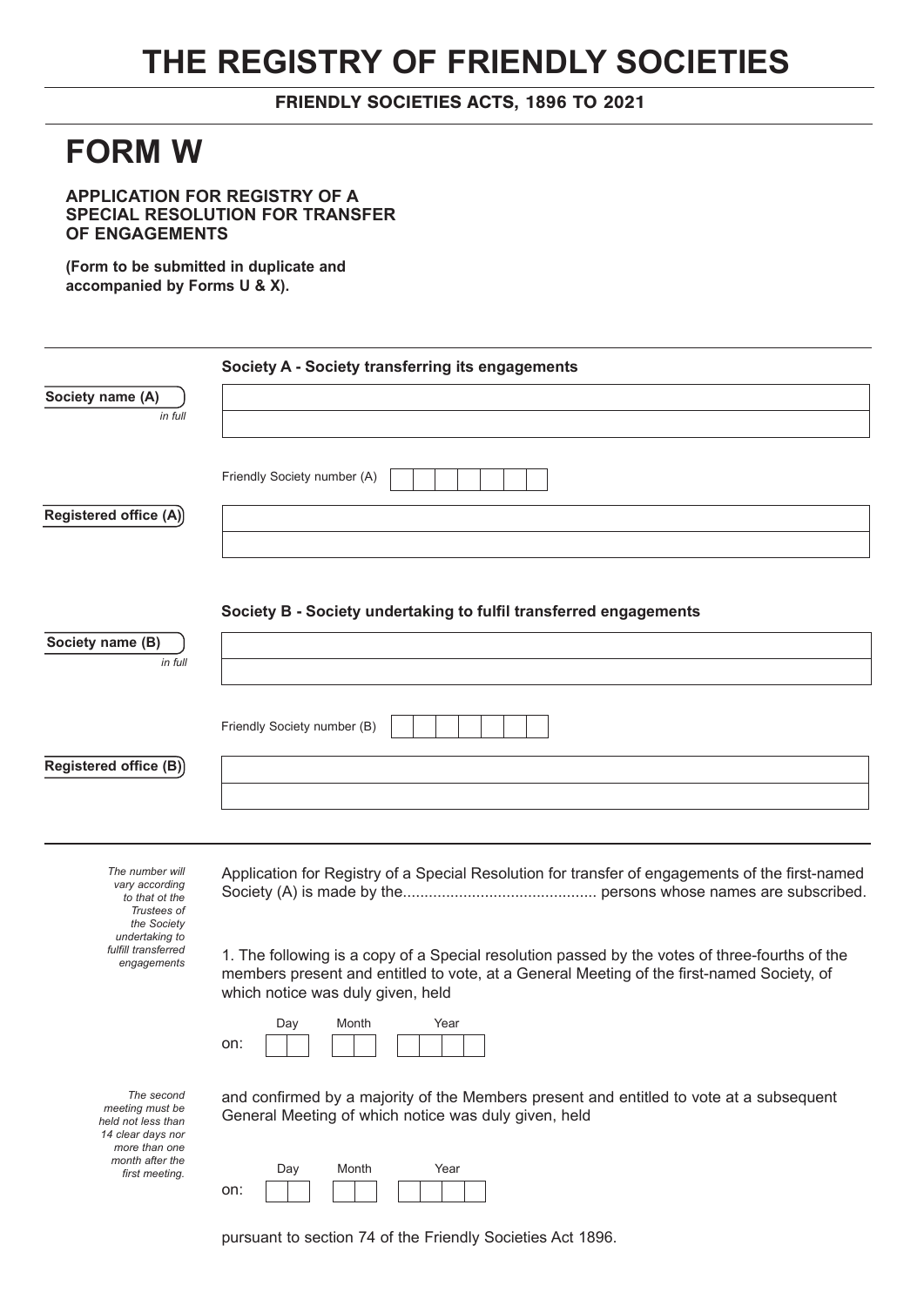# THE REGISTRY OF FRIENDLY SOCIETIES

**FRIENDLY SOCIETIES ACTS, 1896 TO 2021**

# FORM W

**APPLICATION FOR REGISTRY OF A SPECIAL RESOLUTION FOR TRANSFER OF ENGAGEMENTS**

**(Form to be submitted in duplicate and accompanied by Forms U & X).**

---

**Society A - Society transferring its engagements**

**Society name (A)** *in full*

Friendly Society number (A)

**Registered office (A)**

**Society B - Society undertaking to fulfil transferred engagements**

**Society name (B)** *in full*

Friendly Society number (B)

**Registered office (B)**

---

*The number will vary according to that ot the Trustees of the Society undertaking to fulfill transferred engagements*

Application for Registry of a Special Resolution for transfer of engagements of the first-named Society (A) is made by the............................................ persons whose names are subscribed.

1. The following is a copy of a Special resolution passed by the votes of three-fourths of the members present and entitled to vote, at a General Meeting of the first-named Society, of which notice was duly given, held

on: Day | Month | Year

*The second meeting must be held not less than 14 clear days nor more than one month after the first meeting.*

and confirmed by a majority of the Members present and entitled to vote at a subsequent General Meeting of which notice was duly given, held

on: Day | Month | Year

pursuant to section 74 of the Friendly Societies Act 1896.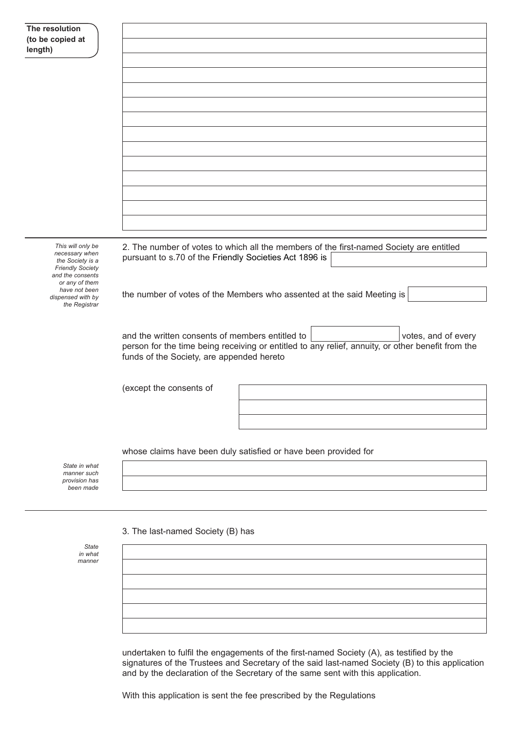**The resolution (to be copied at length)**

| |
|---|
| |
| |
| |
| |
| |
| |
| |
| |
| |
| |
| |
| |
| |
| |

---

*This will only be necessary when the Society is a Friendly Society and the consents or any of them have not been dispensed with by the Registrar*

2. The number of votes to which all the members of the first-named Society are entitled pursuant to s.70 of the Friendly Societies Act 1896 is ____________

the number of votes of the Members who assented at the said Meeting is ____________

and the written consents of members entitled to ____________ votes, and of every person for the time being receiving or entitled to any relief, annuity, or other benefit from the funds of the Society, are appended hereto

(except the consents of ____________

whose claims have been duly satisfied or have been provided for

*State in what manner such provision has been made*

____________

---

3. The last-named Society (B) has

*State in what manner*

____________

undertaken to fulfil the engagements of the first-named Society (A), as testified by the signatures of the Trustees and Secretary of the said last-named Society (B) to this application and by the declaration of the Secretary of the same sent with this application.

With this application is sent the fee prescribed by the Regulations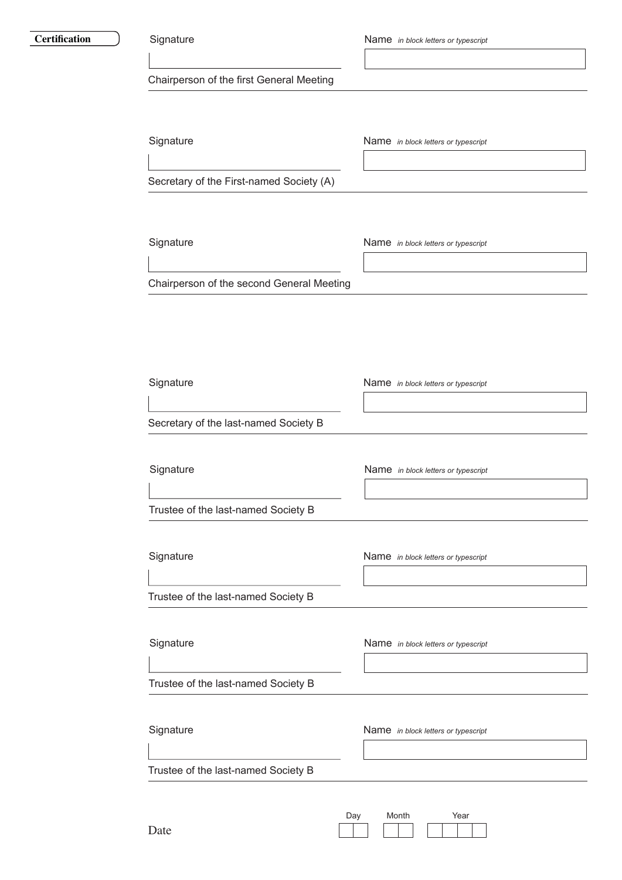**Certification**

Signature

Name *in block letters or typescript*

Chairperson of the first General Meeting

Signature

Name *in block letters or typescript*

Secretary of the First-named Society (A)

Signature

Name *in block letters or typescript*

Chairperson of the second General Meeting

Signature

Name *in block letters or typescript*

Secretary of the last-named Society B

Signature

Name *in block letters or typescript*

Trustee of the last-named Society B

Signature

Name *in block letters or typescript*

Trustee of the last-named Society B

Signature

Name *in block letters or typescript*

Trustee of the last-named Society B

Signature

Name *in block letters or typescript*

Trustee of the last-named Society B

Date

Day Month Year